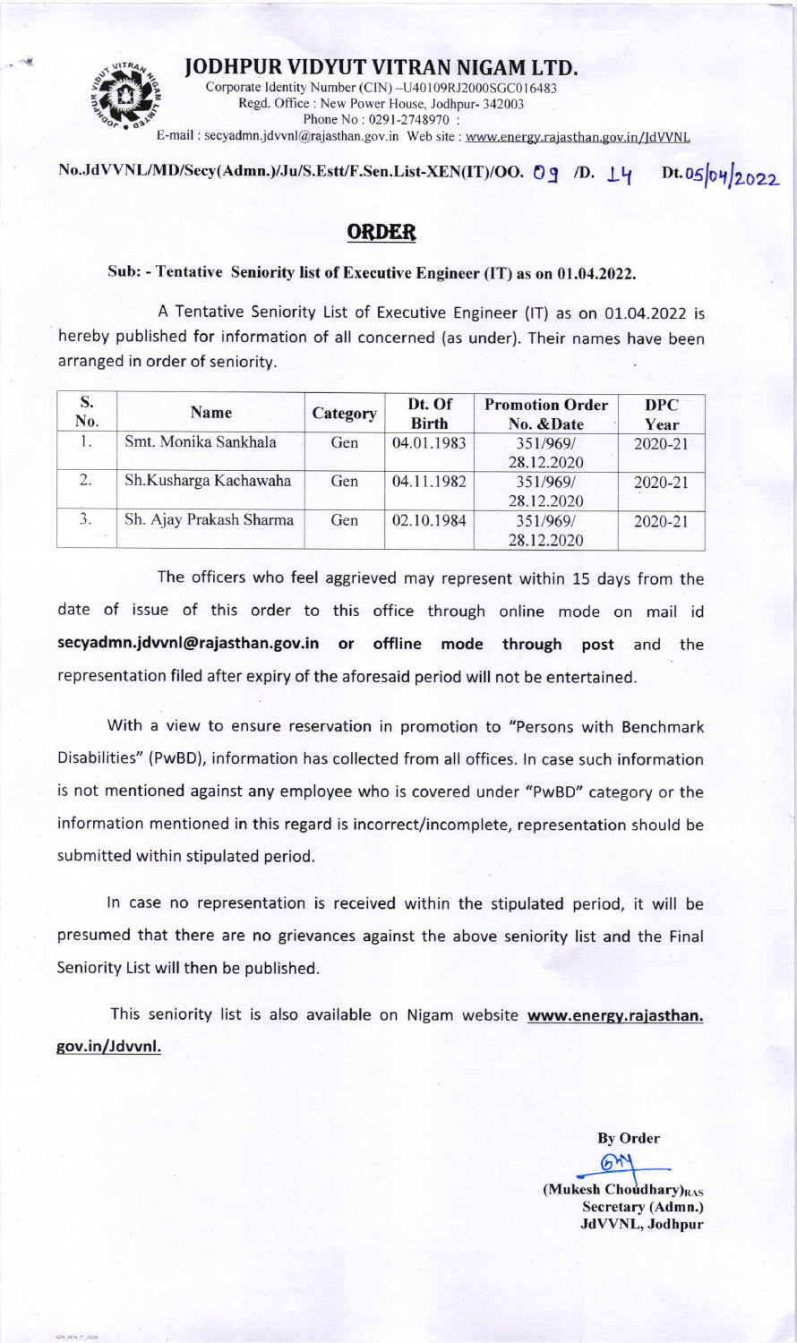# JODHPUR VIDYUT VITRAN NIGAM LTD.

Corporate Identity Number (CIN) –U40109RJ2000SGC016483
Regd. Office : New Power House, Jodhpur- 342003
Phone No : 0291-2748970 :
E-mail : secyadmn.jdvvnl@rajasthan.gov.in Web site : www.energy.rajasthan.gov.in/JdVVNL

**No.JdVVNL/MD/Secy(Admn.)/Ju/S.Estt/F.Sen.List-XEN(IT)/OO. 09 /D. 14 Dt.05/04/2022**

## ORDER

**Sub: - Tentative Seniority list of Executive Engineer (IT) as on 01.04.2022.**

A Tentative Seniority List of Executive Engineer (IT) as on 01.04.2022 is hereby published for information of all concerned (as under). Their names have been arranged in order of seniority.

| S. No. | Name | Category | Dt. Of Birth | Promotion Order No. &Date | DPC Year |
|---|---|---|---|---|---|
| 1. | Smt. Monika Sankhala | Gen | 04.01.1983 | 351/969/ 28.12.2020 | 2020-21 |
| 2. | Sh.Kusharga Kachawaha | Gen | 04.11.1982 | 351/969/ 28.12.2020 | 2020-21 |
| 3. | Sh. Ajay Prakash Sharma | Gen | 02.10.1984 | 351/969/ 28.12.2020 | 2020-21 |

The officers who feel aggrieved may represent within 15 days from the date of issue of this order to this office through online mode on mail id **secyadmn.jdvvnl@rajasthan.gov.in or offline mode through post** and the representation filed after expiry of the aforesaid period will not be entertained.

With a view to ensure reservation in promotion to "Persons with Benchmark Disabilities" (PwBD), information has collected from all offices. In case such information is not mentioned against any employee who is covered under "PwBD" category or the information mentioned in this regard is incorrect/incomplete, representation should be submitted within stipulated period.

In case no representation is received within the stipulated period, it will be presumed that there are no grievances against the above seniority list and the Final Seniority List will then be published.

This seniority list is also available on Nigam website **www.energy.rajasthan.gov.in/Jdvvnl.**

**By Order**

**(Mukesh Choudhary)RAS**
**Secretary (Admn.)**
**JdVVNL, Jodhpur**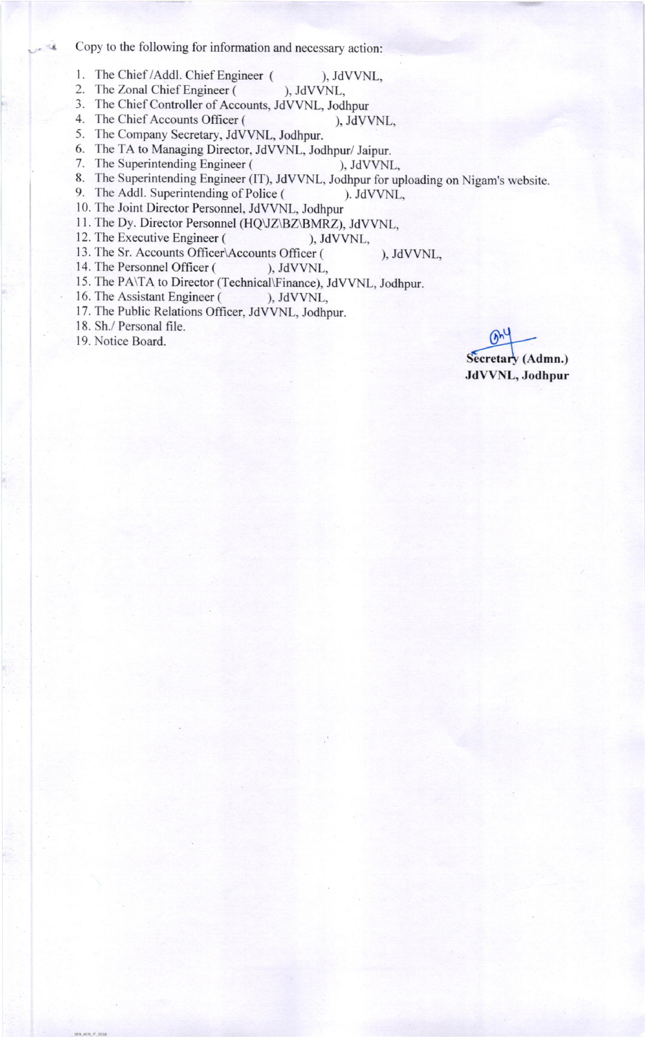Copy to the following for information and necessary action:

1. The Chief /Addl. Chief Engineer ( ), JdVVNL,
2. The Zonal Chief Engineer ( ), JdVVNL,
3. The Chief Controller of Accounts, JdVVNL, Jodhpur
4. The Chief Accounts Officer ( ), JdVVNL,
5. The Company Secretary, JdVVNL, Jodhpur.
6. The TA to Managing Director, JdVVNL, Jodhpur/ Jaipur.
7. The Superintending Engineer ( ), JdVVNL,
8. The Superintending Engineer (IT), JdVVNL, Jodhpur for uploading on Nigam's website.
9. The Addl. Superintending of Police ( ). JdVVNL,
10. The Joint Director Personnel, JdVVNL, Jodhpur
11. The Dy. Director Personnel (HQ\JZ\BZ\BMRZ), JdVVNL,
12. The Executive Engineer ( ), JdVVNL,
13. The Sr. Accounts Officer\Accounts Officer ( ), JdVVNL,
14. The Personnel Officer ( ), JdVVNL,
15. The PA\TA to Director (Technical\Finance), JdVVNL, Jodhpur.
16. The Assistant Engineer ( ), JdVVNL,
17. The Public Relations Officer, JdVVNL, Jodhpur.
18. Sh./ Personal file.
19. Notice Board.

**Secretary (Admn.)**
**JdVVNL, Jodhpur**